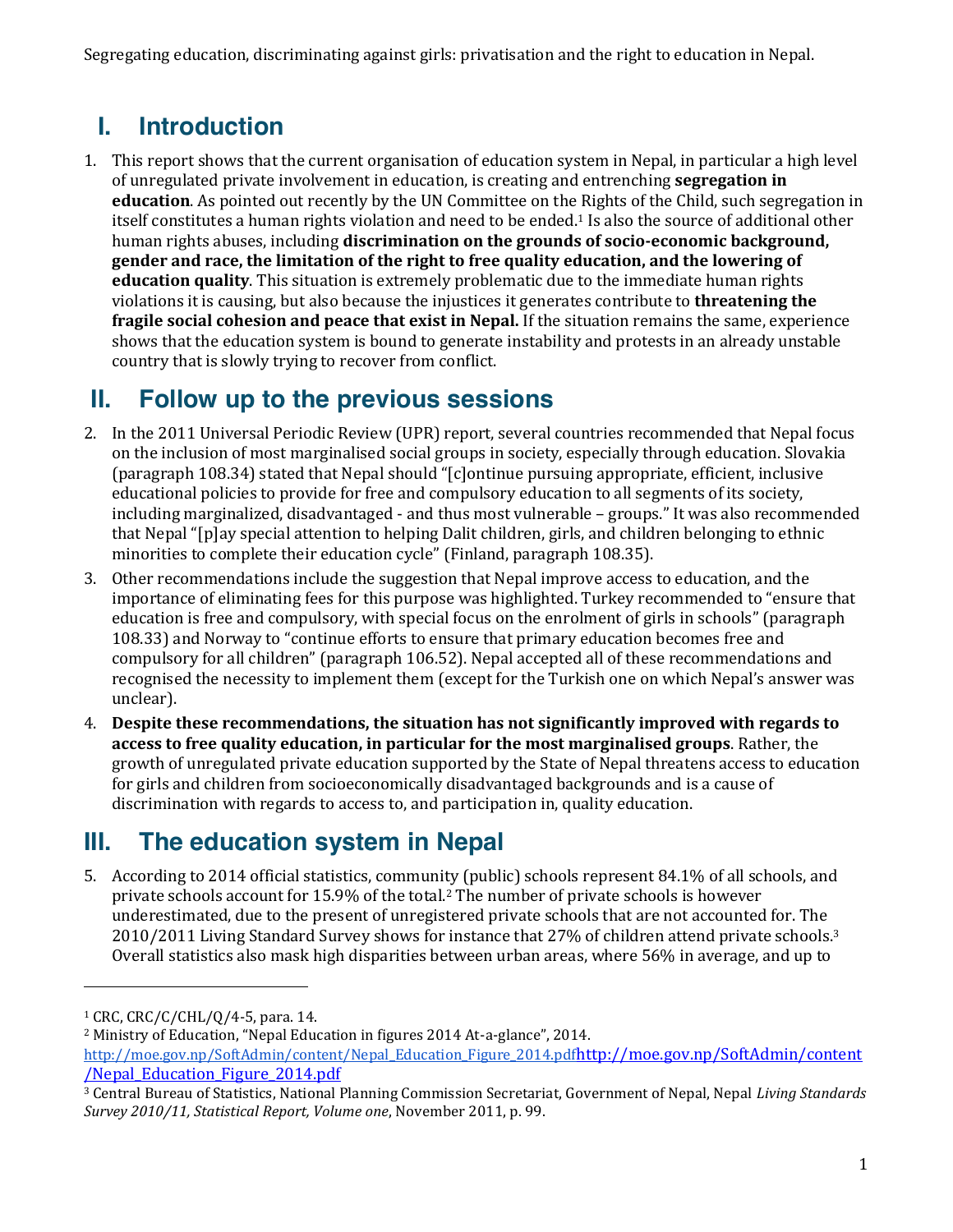## I. Introduction

1. This report shows that the current organisation of education system in Nepal, in particular a high level of unregulated private involvement in education, is creating and entrenching **segregation in education**. As pointed out recently by the UN Committee on the Rights of the Child, such segregation in itself constitutes a human rights violation and need to be ended.[1] Is also the source of additional other human rights abuses, including **discrimination on the grounds of socio-economic background, gender and race, the limitation of the right to free quality education, and the lowering of education quality**. This situation is extremely problematic due to the immediate human rights violations it is causing, but also because the injustices it generates contribute to **threatening the fragile social cohesion and peace that exist in Nepal.** If the situation remains the same, experience shows that the education system is bound to generate instability and protests in an already unstable country that is slowly trying to recover from conflict.

## II. Follow up to the previous sessions

2. In the 2011 Universal Periodic Review (UPR) report, several countries recommended that Nepal focus on the inclusion of most marginalised social groups in society, especially through education. Slovakia (paragraph 108.34) stated that Nepal should "[c]ontinue pursuing appropriate, efficient, inclusive educational policies to provide for free and compulsory education to all segments of its society, including marginalized, disadvantaged - and thus most vulnerable – groups." It was also recommended that Nepal "[p]ay special attention to helping Dalit children, girls, and children belonging to ethnic minorities to complete their education cycle" (Finland, paragraph 108.35).
3. Other recommendations include the suggestion that Nepal improve access to education, and the importance of eliminating fees for this purpose was highlighted. Turkey recommended to "ensure that education is free and compulsory, with special focus on the enrolment of girls in schools" (paragraph 108.33) and Norway to "continue efforts to ensure that primary education becomes free and compulsory for all children" (paragraph 106.52). Nepal accepted all of these recommendations and recognised the necessity to implement them (except for the Turkish one on which Nepal's answer was unclear).
4. **Despite these recommendations, the situation has not significantly improved with regards to access to free quality education, in particular for the most marginalised groups**. Rather, the growth of unregulated private education supported by the State of Nepal threatens access to education for girls and children from socioeconomically disadvantaged backgrounds and is a cause of discrimination with regards to access to, and participation in, quality education.

## III. The education system in Nepal

5. According to 2014 official statistics, community (public) schools represent 84.1% of all schools, and private schools account for 15.9% of the total.[2] The number of private schools is however underestimated, due to the present of unregistered private schools that are not accounted for. The 2010/2011 Living Standard Survey shows for instance that 27% of children attend private schools.[3] Overall statistics also mask high disparities between urban areas, where 56% in average, and up to

---

[1] CRC, CRC/C/CHL/Q/4-5, para. 14.

[2] Ministry of Education, "Nepal Education in figures 2014 At-a-glance", 2014. http://moe.gov.np/SoftAdmin/content/Nepal_Education_Figure_2014.pdfhttp://moe.gov.np/SoftAdmin/content/Nepal_Education_Figure_2014.pdf

[3] Central Bureau of Statistics, National Planning Commission Secretariat, Government of Nepal, Nepal *Living Standards Survey 2010/11, Statistical Report, Volume one*, November 2011, p. 99.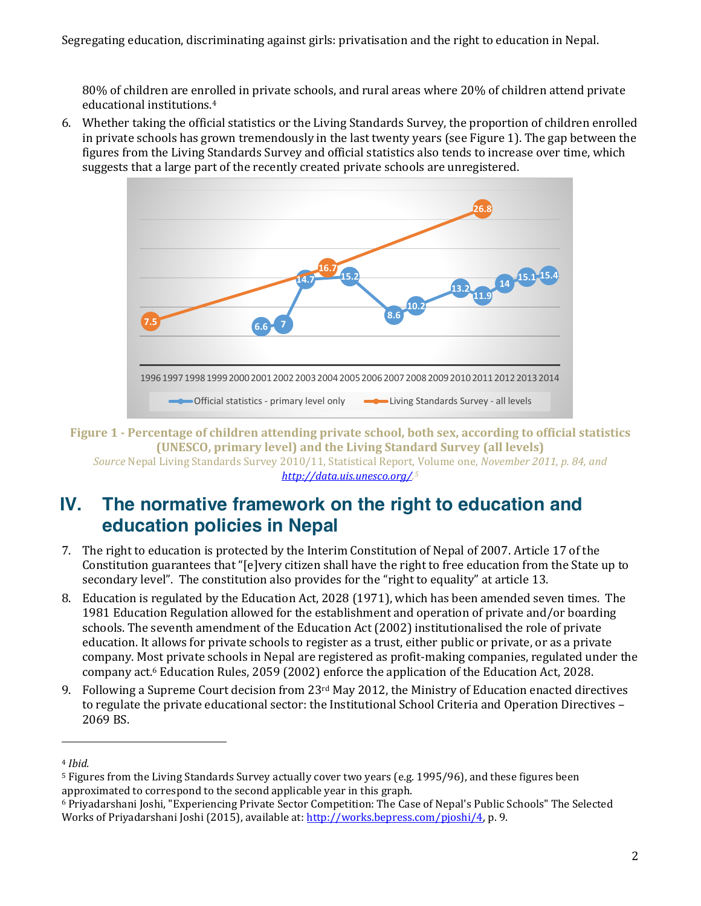80% of children are enrolled in private schools, and rural areas where 20% of children attend private educational institutions.[4]

6. Whether taking the official statistics or the Living Standards Survey, the proportion of children enrolled in private schools has grown tremendously in the last twenty years (see Figure 1). The gap between the figures from the Living Standards Survey and official statistics also tends to increase over time, which suggests that a large part of the recently created private schools are unregistered.

**Figure 1 - Percentage of children attending private school, both sex, according to official statistics (UNESCO, primary level) and the Living Standard Survey (all levels)**

*Source* Nepal Living Standards Survey 2010/11, Statistical Report, Volume one, *November 2011, p. 84, and* http://data.uis.unesco.org/.[5]

# IV. The normative framework on the right to education and education policies in Nepal

7. The right to education is protected by the Interim Constitution of Nepal of 2007. Article 17 of the Constitution guarantees that "[e]very citizen shall have the right to free education from the State up to secondary level". The constitution also provides for the "right to equality" at article 13.

8. Education is regulated by the Education Act, 2028 (1971), which has been amended seven times. The 1981 Education Regulation allowed for the establishment and operation of private and/or boarding schools. The seventh amendment of the Education Act (2002) institutionalised the role of private education. It allows for private schools to register as a trust, either public or private, or as a private company. Most private schools in Nepal are registered as profit-making companies, regulated under the company act.[6] Education Rules, 2059 (2002) enforce the application of the Education Act, 2028.

9. Following a Supreme Court decision from 23rd May 2012, the Ministry of Education enacted directives to regulate the private educational sector: the Institutional School Criteria and Operation Directives – 2069 BS.

---

[4] *Ibid.*

[5] Figures from the Living Standards Survey actually cover two years (e.g. 1995/96), and these figures been approximated to correspond to the second applicable year in this graph.

[6] Priyadarshani Joshi, "Experiencing Private Sector Competition: The Case of Nepal's Public Schools" The Selected Works of Priyadarshani Joshi (2015), available at: http://works.bepress.com/pjoshi/4, p. 9.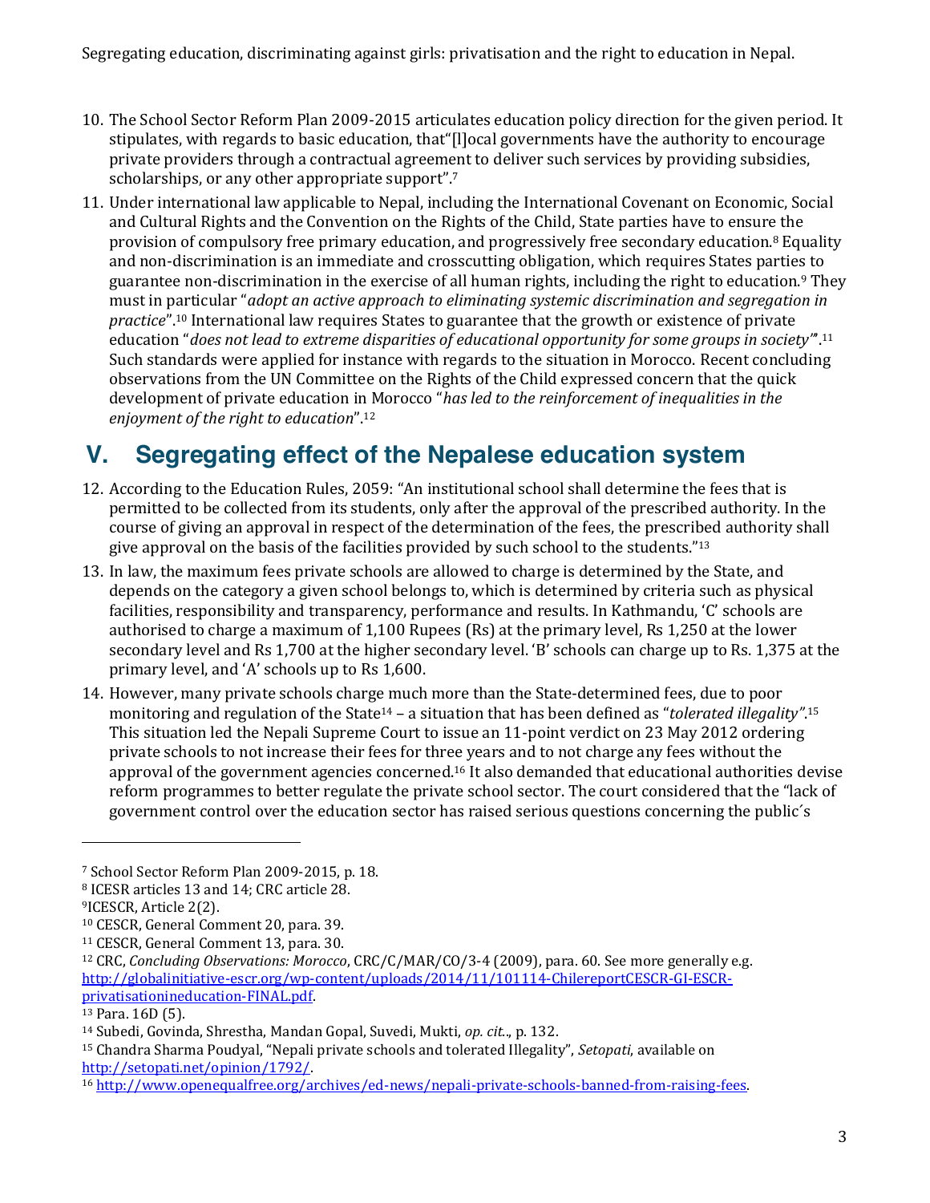10. The School Sector Reform Plan 2009-2015 articulates education policy direction for the given period. It stipulates, with regards to basic education, that"[l]ocal governments have the authority to encourage private providers through a contractual agreement to deliver such services by providing subsidies, scholarships, or any other appropriate support".[7]
11. Under international law applicable to Nepal, including the International Covenant on Economic, Social and Cultural Rights and the Convention on the Rights of the Child, State parties have to ensure the provision of compulsory free primary education, and progressively free secondary education.[8] Equality and non-discrimination is an immediate and crosscutting obligation, which requires States parties to guarantee non-discrimination in the exercise of all human rights, including the right to education.[9] They must in particular "*adopt an active approach to eliminating systemic discrimination and segregation in practice*".[10] International law requires States to guarantee that the growth or existence of private education "*does not lead to extreme disparities of educational opportunity for some groups in society"*".[11] Such standards were applied for instance with regards to the situation in Morocco. Recent concluding observations from the UN Committee on the Rights of the Child expressed concern that the quick development of private education in Morocco "*has led to the reinforcement of inequalities in the enjoyment of the right to education*".[12]

# V. Segregating effect of the Nepalese education system

12. According to the Education Rules, 2059: "An institutional school shall determine the fees that is permitted to be collected from its students, only after the approval of the prescribed authority. In the course of giving an approval in respect of the determination of the fees, the prescribed authority shall give approval on the basis of the facilities provided by such school to the students."[13]
13. In law, the maximum fees private schools are allowed to charge is determined by the State, and depends on the category a given school belongs to, which is determined by criteria such as physical facilities, responsibility and transparency, performance and results. In Kathmandu, 'C' schools are authorised to charge a maximum of 1,100 Rupees (Rs) at the primary level, Rs 1,250 at the lower secondary level and Rs 1,700 at the higher secondary level. 'B' schools can charge up to Rs. 1,375 at the primary level, and 'A' schools up to Rs 1,600.
14. However, many private schools charge much more than the State-determined fees, due to poor monitoring and regulation of the State[14] – a situation that has been defined as "*tolerated illegality"*.[15] This situation led the Nepali Supreme Court to issue an 11-point verdict on 23 May 2012 ordering private schools to not increase their fees for three years and to not charge any fees without the approval of the government agencies concerned.[16] It also demanded that educational authorities devise reform programmes to better regulate the private school sector. The court considered that the "lack of government control over the education sector has raised serious questions concerning the public´s

---

[7] School Sector Reform Plan 2009-2015, p. 18.

[8] ICESR articles 13 and 14; CRC article 28.

[9] ICESCR, Article 2(2).

[10] CESCR, General Comment 20, para. 39.

[11] CESCR, General Comment 13, para. 30.

[12] CRC, *Concluding Observations: Morocco*, CRC/C/MAR/CO/3-4 (2009), para. 60. See more generally e.g. http://globalinitiative-escr.org/wp-content/uploads/2014/11/101114-ChilereportCESCR-GI-ESCR-privatisationineducation-FINAL.pdf.

[13] Para. 16D (5).

[14] Subedi, Govinda, Shrestha, Mandan Gopal, Suvedi, Mukti, *op. cit.*., p. 132.

[15] Chandra Sharma Poudyal, "Nepali private schools and tolerated Illegality", *Setopati*, available on http://setopati.net/opinion/1792/.

[16] http://www.openequalfree.org/archives/ed-news/nepali-private-schools-banned-from-raising-fees.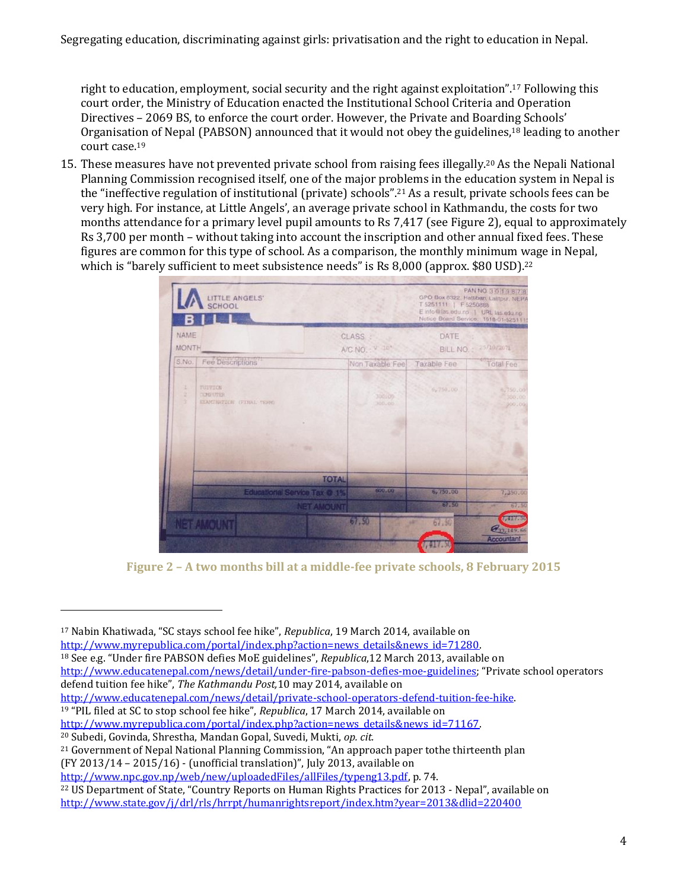right to education, employment, social security and the right against exploitation".[17] Following this court order, the Ministry of Education enacted the Institutional School Criteria and Operation Directives – 2069 BS, to enforce the court order. However, the Private and Boarding Schools' Organisation of Nepal (PABSON) announced that it would not obey the guidelines,[18] leading to another court case.[19]

15. These measures have not prevented private school from raising fees illegally.[20] As the Nepali National Planning Commission recognised itself, one of the major problems in the education system in Nepal is the "ineffective regulation of institutional (private) schools".[21] As a result, private schools fees can be very high. For instance, at Little Angels', an average private school in Kathmandu, the costs for two months attendance for a primary level pupil amounts to Rs 7,417 (see Figure 2), equal to approximately Rs 3,700 per month – without taking into account the inscription and other annual fixed fees. These figures are common for this type of school. As a comparison, the monthly minimum wage in Nepal, which is "barely sufficient to meet subsistence needs" is Rs 8,000 (approx. $80 USD).[22]

**Figure 2 – A two months bill at a middle-fee private schools, 8 February 2015**

---

[17] Nabin Khatiwada, "SC stays school fee hike", *Republica*, 19 March 2014, available on http://www.myrepublica.com/portal/index.php?action=news_details&news_id=71280.

[18] See e.g. "Under fire PABSON defies MoE guidelines", *Republica*,12 March 2013, available on http://www.educatenepal.com/news/detail/under-fire-pabson-defies-moe-guidelines; "Private school operators defend tuition fee hike", *The Kathmandu Post,*10 may 2014, available on http://www.educatenepal.com/news/detail/private-school-operators-defend-tuition-fee-hike.

[19] "PIL filed at SC to stop school fee hike", *Republica*, 17 March 2014, available on http://www.myrepublica.com/portal/index.php?action=news_details&news_id=71167.

[20] Subedi, Govinda, Shrestha, Mandan Gopal, Suvedi, Mukti, *op. cit.*

[21] Government of Nepal National Planning Commission, "An approach paper tothe thirteenth plan (FY 2013/14 – 2015/16) - (unofficial translation)", July 2013, available on http://www.npc.gov.np/web/new/uploadedFiles/allFiles/typeng13.pdf, p. 74.

[22] US Department of State, "Country Reports on Human Rights Practices for 2013 - Nepal", available on http://www.state.gov/j/drl/rls/hrrpt/humanrightsreport/index.htm?year=2013&dlid=220400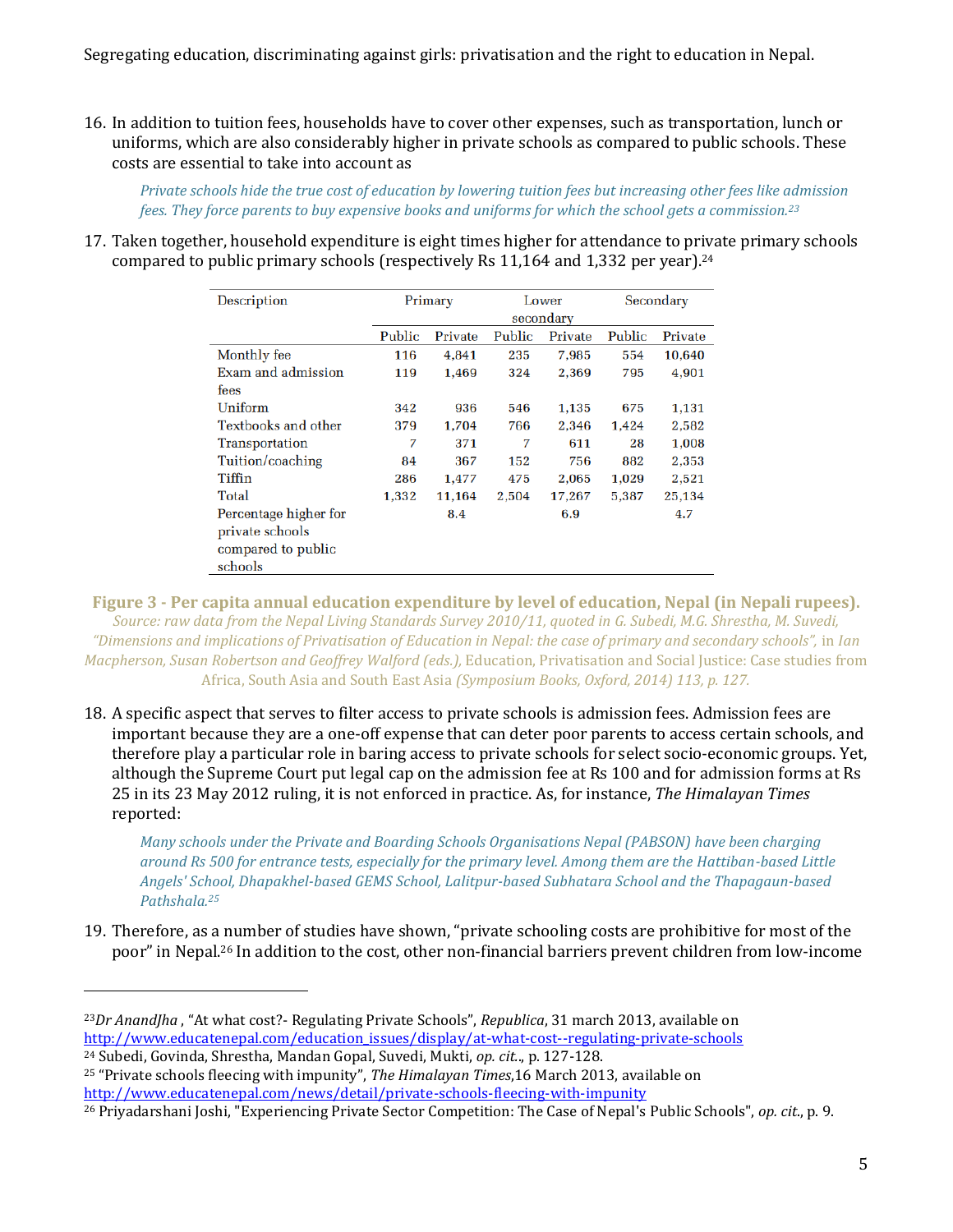16. In addition to tuition fees, households have to cover other expenses, such as transportation, lunch or uniforms, which are also considerably higher in private schools as compared to public schools. These costs are essential to take into account as

    *Private schools hide the true cost of education by lowering tuition fees but increasing other fees like admission fees. They force parents to buy expensive books and uniforms for which the school gets a commission.*[23]

17. Taken together, household expenditure is eight times higher for attendance to private primary schools compared to public primary schools (respectively Rs 11,164 and 1,332 per year).[24]

| Description | Primary | | Lower secondary | | Secondary | |
|---|---|---|---|---|---|---|
| | Public | Private | Public | Private | Public | Private |
| Monthly fee | 116 | 4,841 | 235 | 7,985 | 554 | 10,640 |
| Exam and admission fees | 119 | 1,469 | 324 | 2,369 | 795 | 4,901 |
| Uniform | 342 | 936 | 546 | 1,135 | 675 | 1,131 |
| Textbooks and other | 379 | 1,704 | 766 | 2,346 | 1,424 | 2,582 |
| Transportation | 7 | 371 | 7 | 611 | 28 | 1,008 |
| Tuition/coaching | 84 | 367 | 152 | 756 | 882 | 2,353 |
| Tiffin | 286 | 1,477 | 475 | 2,065 | 1,029 | 2,521 |
| Total | 1,332 | 11,164 | 2,504 | 17,267 | 5,387 | 25,134 |
| Percentage higher for private schools compared to public schools | | 8.4 | | 6.9 | | 4.7 |

**Figure 3 - Per capita annual education expenditure by level of education, Nepal (in Nepali rupees).**
*Source: raw data from the Nepal Living Standards Survey 2010/11, quoted in G. Subedi, M.G. Shrestha, M. Suvedi, "Dimensions and implications of Privatisation of Education in Nepal: the case of primary and secondary schools",* in *Ian Macpherson, Susan Robertson and Geoffrey Walford (eds.),* Education, Privatisation and Social Justice: Case studies from Africa, South Asia and South East Asia *(Symposium Books, Oxford, 2014) 113, p. 127.*

18. A specific aspect that serves to filter access to private schools is admission fees. Admission fees are important because they are a one-off expense that can deter poor parents to access certain schools, and therefore play a particular role in baring access to private schools for select socio-economic groups. Yet, although the Supreme Court put legal cap on the admission fee at Rs 100 and for admission forms at Rs 25 in its 23 May 2012 ruling, it is not enforced in practice. As, for instance, *The Himalayan Times* reported:

    *Many schools under the Private and Boarding Schools Organisations Nepal (PABSON) have been charging around Rs 500 for entrance tests, especially for the primary level. Among them are the Hattiban-based Little Angels' School, Dhapakhel-based GEMS School, Lalitpur-based Subhatara School and the Thapagaun-based Pathshala.*[25]

19. Therefore, as a number of studies have shown, "private schooling costs are prohibitive for most of the poor" in Nepal.[26] In addition to the cost, other non-financial barriers prevent children from low-income

---

[23] *Dr AnandJha* , "At what cost?- Regulating Private Schools", *Republica*, 31 march 2013, available on http://www.educatenepal.com/education_issues/display/at-what-cost--regulating-private-schools

[24] Subedi, Govinda, Shrestha, Mandan Gopal, Suvedi, Mukti, *op. cit.*., p. 127-128.

[25] "Private schools fleecing with impunity", *The Himalayan Times*,16 March 2013, available on http://www.educatenepal.com/news/detail/private-schools-fleecing-with-impunity

[26] Priyadarshani Joshi, "Experiencing Private Sector Competition: The Case of Nepal's Public Schools", *op. cit.*, p. 9.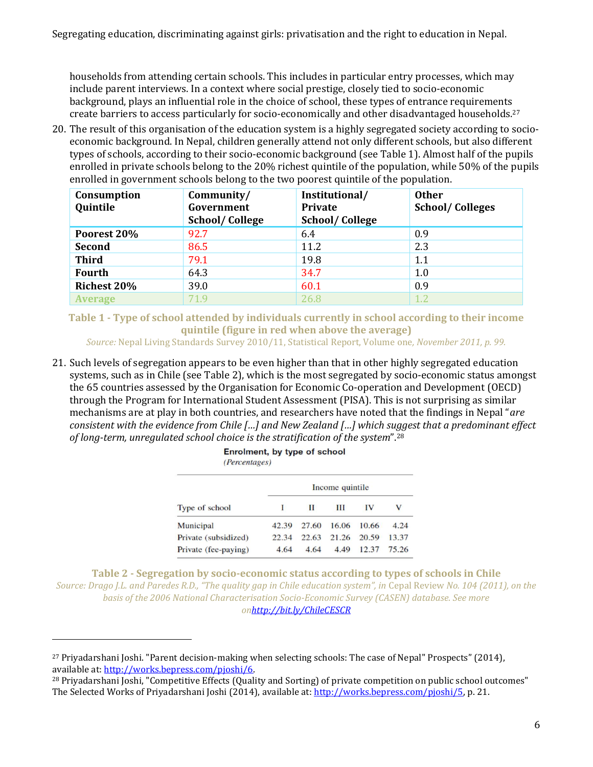households from attending certain schools. This includes in particular entry processes, which may include parent interviews. In a context where social prestige, closely tied to socio-economic background, plays an influential role in the choice of school, these types of entrance requirements create barriers to access particularly for socio-economically and other disadvantaged households.[27]

20. The result of this organisation of the education system is a highly segregated society according to socio-economic background. In Nepal, children generally attend not only different schools, but also different types of schools, according to their socio-economic background (see Table 1). Almost half of the pupils enrolled in private schools belong to the 20% richest quintile of the population, while 50% of the pupils enrolled in government schools belong to the two poorest quintile of the population.

| Consumption Quintile | Community/ Government School/ College | Institutional/ Private School/ College | Other School/ Colleges |
|---|---|---|---|
| **Poorest 20%** | 92.7 | 6.4 | 0.9 |
| **Second** | 86.5 | 11.2 | 2.3 |
| **Third** | 79.1 | 19.8 | 1.1 |
| **Fourth** | 64.3 | 34.7 | 1.0 |
| **Richest 20%** | 39.0 | 60.1 | 0.9 |
| **Average** | 71.9 | 26.8 | 1.2 |

**Table 1 - Type of school attended by individuals currently in school according to their income quintile (figure in red when above the average)**

*Source:* Nepal Living Standards Survey 2010/11, Statistical Report, Volume one*, November 2011, p. 99.*

21. Such levels of segregation appears to be even higher than that in other highly segregated education systems, such as in Chile (see Table 2), which is the most segregated by socio-economic status amongst the 65 countries assessed by the Organisation for Economic Co-operation and Development (OECD) through the Program for International Student Assessment (PISA). This is not surprising as similar mechanisms are at play in both countries, and researchers have noted that the findings in Nepal "*are consistent with the evidence from Chile […] and New Zealand […] which suggest that a predominant effect of long-term, unregulated school choice is the stratification of the system*".[28]

**Enrolment, by type of school**
*(Percentages)*

| Type of school | Income quintile I | II | III | IV | V |
|---|---|---|---|---|---|
| Municipal | 42.39 | 27.60 | 16.06 | 10.66 | 4.24 |
| Private (subsidized) | 22.34 | 22.63 | 21.26 | 20.59 | 13.37 |
| Private (fee-paying) | 4.64 | 4.64 | 4.49 | 12.37 | 75.26 |

**Table 2 - Segregation by socio-economic status according to types of schools in Chile**

*Source: Drago J.L. and Paredes R.D., "The quality gap in Chile education system", in Cepal Review No. 104 (2011), on the basis of the 2006 National Characterisation Socio-Economic Survey (CASEN) database. See more on*http://bit.ly/ChileCESCR

[27] Priyadarshani Joshi. "Parent decision-making when selecting schools: The case of Nepal" Prospects" (2014), available at: http://works.bepress.com/pjoshi/6.

[28] Priyadarshani Joshi, "Competitive Effects (Quality and Sorting) of private competition on public school outcomes" The Selected Works of Priyadarshani Joshi (2014), available at: http://works.bepress.com/pjoshi/5, p. 21.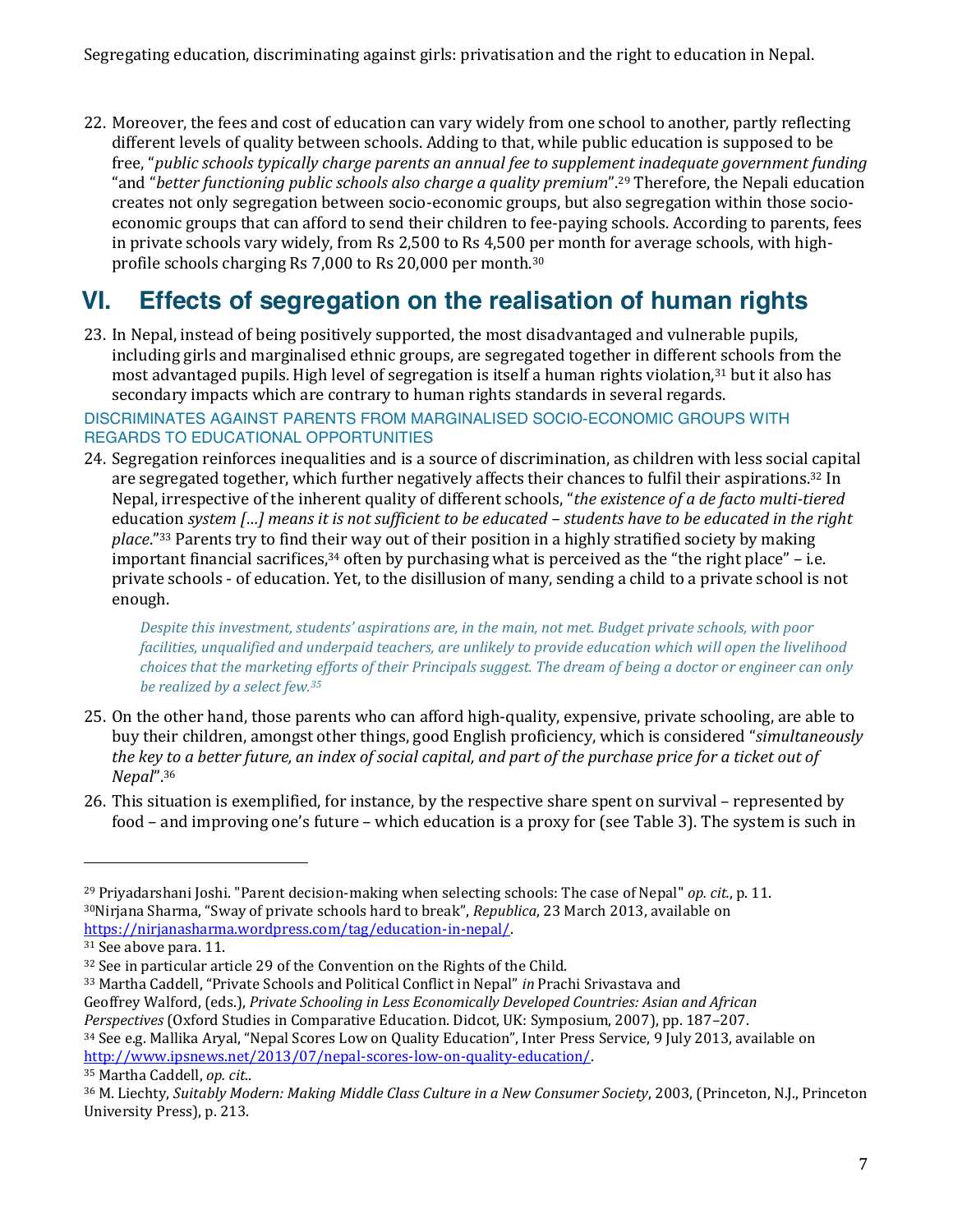22. Moreover, the fees and cost of education can vary widely from one school to another, partly reflecting different levels of quality between schools. Adding to that, while public education is supposed to be free, "*public schools typically charge parents an annual fee to supplement inadequate government funding* "and "*better functioning public schools also charge a quality premium*".[29] Therefore, the Nepali education creates not only segregation between socio-economic groups, but also segregation within those socio-economic groups that can afford to send their children to fee-paying schools. According to parents, fees in private schools vary widely, from Rs 2,500 to Rs 4,500 per month for average schools, with high-profile schools charging Rs 7,000 to Rs 20,000 per month.[30]

# VI. Effects of segregation on the realisation of human rights

23. In Nepal, instead of being positively supported, the most disadvantaged and vulnerable pupils, including girls and marginalised ethnic groups, are segregated together in different schools from the most advantaged pupils. High level of segregation is itself a human rights violation,[31] but it also has secondary impacts which are contrary to human rights standards in several regards.

### DISCRIMINATES AGAINST PARENTS FROM MARGINALISED SOCIO-ECONOMIC GROUPS WITH REGARDS TO EDUCATIONAL OPPORTUNITIES

24. Segregation reinforces inequalities and is a source of discrimination, as children with less social capital are segregated together, which further negatively affects their chances to fulfil their aspirations.[32] In Nepal, irrespective of the inherent quality of different schools, "*the existence of a de facto multi-tiered* education *system […] means it is not sufficient to be educated – students have to be educated in the right place*."[33] Parents try to find their way out of their position in a highly stratified society by making important financial sacrifices,[34] often by purchasing what is perceived as the "the right place" – i.e. private schools - of education. Yet, to the disillusion of many, sending a child to a private school is not enough.

> *Despite this investment, students' aspirations are, in the main, not met. Budget private schools, with poor facilities, unqualified and underpaid teachers, are unlikely to provide education which will open the livelihood choices that the marketing efforts of their Principals suggest. The dream of being a doctor or engineer can only be realized by a select few.[35]*

25. On the other hand, those parents who can afford high-quality, expensive, private schooling, are able to buy their children, amongst other things, good English proficiency, which is considered "*simultaneously the key to a better future, an index of social capital, and part of the purchase price for a ticket out of Nepal*".[36]

26. This situation is exemplified, for instance, by the respective share spent on survival – represented by food – and improving one's future – which education is a proxy for (see Table 3). The system is such in

---

[29] Priyadarshani Joshi. "Parent decision-making when selecting schools: The case of Nepal" *op. cit.*, p. 11.

[30] Nirjana Sharma, "Sway of private schools hard to break", *Republica*, 23 March 2013, available on https://nirjanasharma.wordpress.com/tag/education-in-nepal/.

[31] See above para. 11.

[32] See in particular article 29 of the Convention on the Rights of the Child.

[33] Martha Caddell, "Private Schools and Political Conflict in Nepal" *in* Prachi Srivastava and Geoffrey Walford, (eds.), *Private Schooling in Less Economically Developed Countries: Asian and African Perspectives* (Oxford Studies in Comparative Education. Didcot, UK: Symposium, 2007), pp. 187–207.

[34] See e.g. Mallika Aryal, "Nepal Scores Low on Quality Education", Inter Press Service, 9 July 2013, available on http://www.ipsnews.net/2013/07/nepal-scores-low-on-quality-education/.

[35] Martha Caddell, *op. cit.*.

[36] M. Liechty, *Suitably Modern: Making Middle Class Culture in a New Consumer Society*, 2003, (Princeton, N.J., Princeton University Press), p. 213.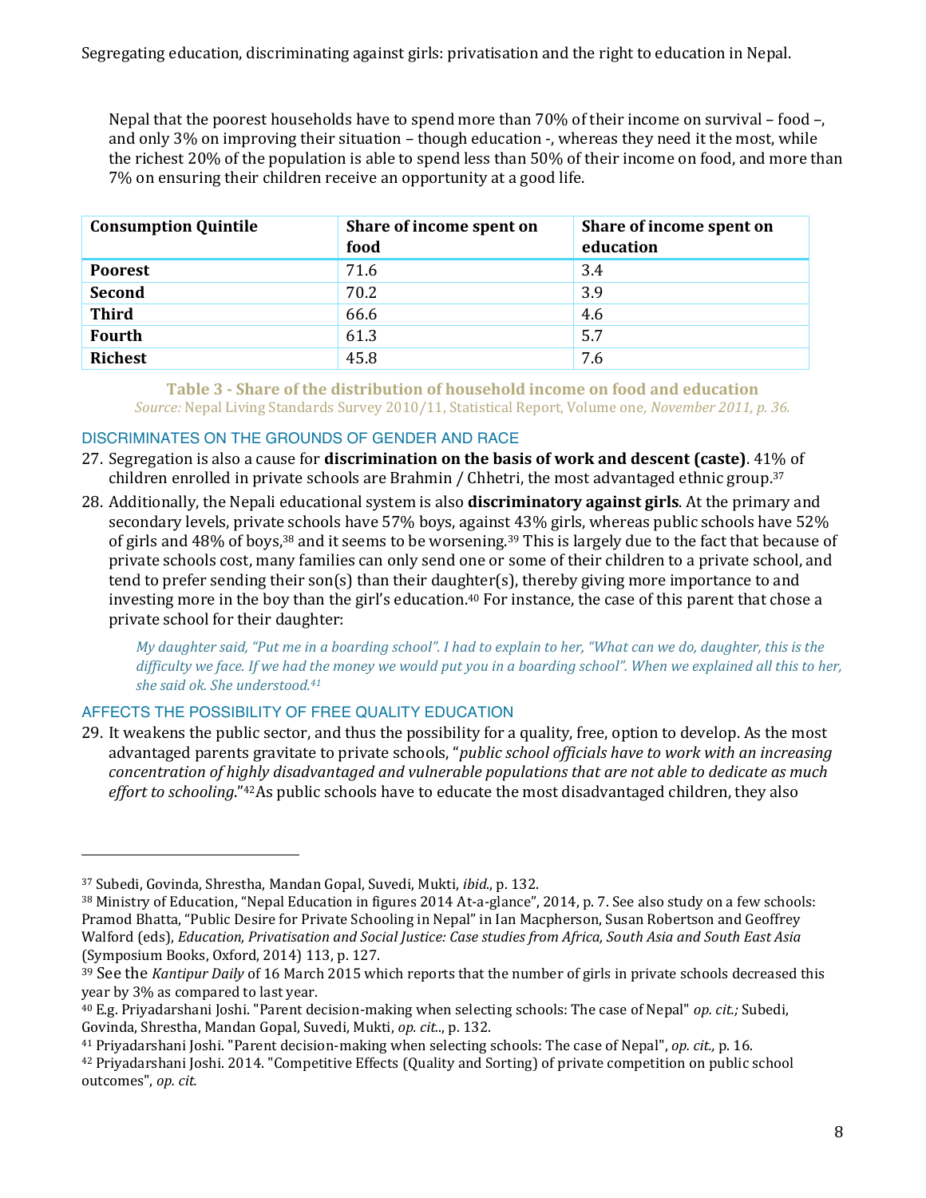Nepal that the poorest households have to spend more than 70% of their income on survival – food –, and only 3% on improving their situation – though education -, whereas they need it the most, while the richest 20% of the population is able to spend less than 50% of their income on food, and more than 7% on ensuring their children receive an opportunity at a good life.

| Consumption Quintile | Share of income spent on food | Share of income spent on education |
|---|---|---|
| **Poorest** | 71.6 | 3.4 |
| **Second** | 70.2 | 3.9 |
| **Third** | 66.6 | 4.6 |
| **Fourth** | 61.3 | 5.7 |
| **Richest** | 45.8 | 7.6 |

**Table 3 - Share of the distribution of household income on food and education**
*Source:* Nepal Living Standards Survey 2010/11, Statistical Report, Volume one*, November 2011, p. 36.*

### DISCRIMINATES ON THE GROUNDS OF GENDER AND RACE

27. Segregation is also a cause for **discrimination on the basis of work and descent (caste)**. 41% of children enrolled in private schools are Brahmin / Chhetri, the most advantaged ethnic group.[37]

28. Additionally, the Nepali educational system is also **discriminatory against girls**. At the primary and secondary levels, private schools have 57% boys, against 43% girls, whereas public schools have 52% of girls and 48% of boys,[38] and it seems to be worsening.[39] This is largely due to the fact that because of private schools cost, many families can only send one or some of their children to a private school, and tend to prefer sending their son(s) than their daughter(s), thereby giving more importance to and investing more in the boy than the girl's education.[40] For instance, the case of this parent that chose a private school for their daughter:

> *My daughter said, "Put me in a boarding school". I had to explain to her, "What can we do, daughter, this is the difficulty we face. If we had the money we would put you in a boarding school". When we explained all this to her, she said ok. She understood.[41]*

### AFFECTS THE POSSIBILITY OF FREE QUALITY EDUCATION

29. It weakens the public sector, and thus the possibility for a quality, free, option to develop. As the most advantaged parents gravitate to private schools, "*public school officials have to work with an increasing concentration of highly disadvantaged and vulnerable populations that are not able to dedicate as much effort to schooling*."[42]As public schools have to educate the most disadvantaged children, they also

---

[37] Subedi, Govinda, Shrestha, Mandan Gopal, Suvedi, Mukti, *ibid*., p. 132.

[38] Ministry of Education, "Nepal Education in figures 2014 At-a-glance", 2014, p. 7. See also study on a few schools: Pramod Bhatta, "Public Desire for Private Schooling in Nepal" in Ian Macpherson, Susan Robertson and Geoffrey Walford (eds), *Education, Privatisation and Social Justice: Case studies from Africa, South Asia and South East Asia* (Symposium Books, Oxford, 2014) 113, p. 127.

[39] See the *Kantipur Daily* of 16 March 2015 which reports that the number of girls in private schools decreased this year by 3% as compared to last year.

[40] E.g. Priyadarshani Joshi. "Parent decision-making when selecting schools: The case of Nepal" *op. cit.;* Subedi, Govinda, Shrestha, Mandan Gopal, Suvedi, Mukti, *op. cit*.., p. 132.

[41] Priyadarshani Joshi. "Parent decision-making when selecting schools: The case of Nepal", *op. cit.,* p. 16.

[42] Priyadarshani Joshi. 2014. "Competitive Effects (Quality and Sorting) of private competition on public school outcomes", *op. cit.*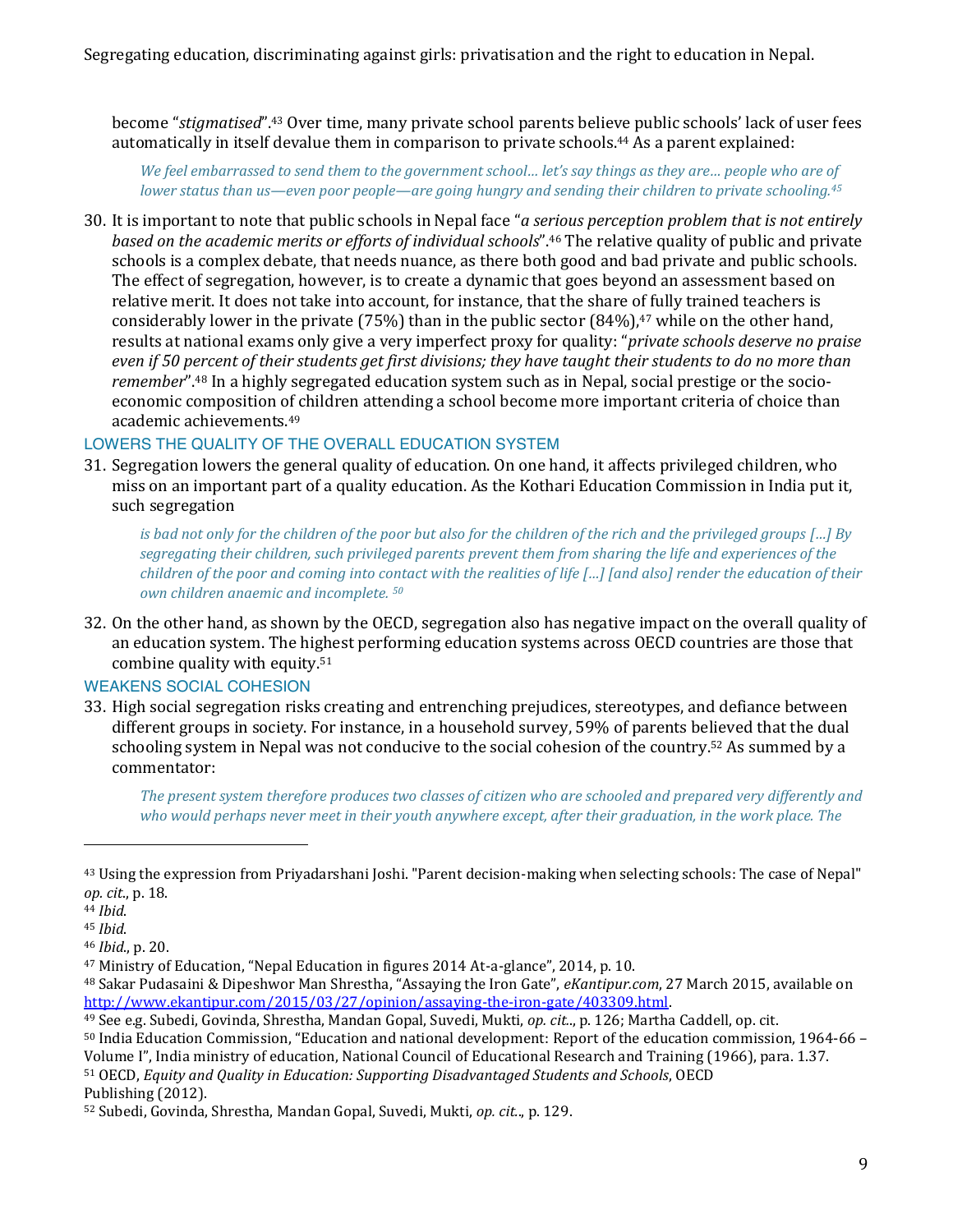become "*stigmatised*".[43] Over time, many private school parents believe public schools' lack of user fees automatically in itself devalue them in comparison to private schools.[44] As a parent explained:

> *We feel embarrassed to send them to the government school… let's say things as they are… people who are of lower status than us—even poor people—are going hungry and sending their children to private schooling.*[45]

30. It is important to note that public schools in Nepal face "*a serious perception problem that is not entirely based on the academic merits or efforts of individual schools*".[46] The relative quality of public and private schools is a complex debate, that needs nuance, as there both good and bad private and public schools. The effect of segregation, however, is to create a dynamic that goes beyond an assessment based on relative merit. It does not take into account, for instance, that the share of fully trained teachers is considerably lower in the private (75%) than in the public sector (84%),[47] while on the other hand, results at national exams only give a very imperfect proxy for quality: "*private schools deserve no praise even if 50 percent of their students get first divisions; they have taught their students to do no more than remember*".[48] In a highly segregated education system such as in Nepal, social prestige or the socio-economic composition of children attending a school become more important criteria of choice than academic achievements.[49]

### LOWERS THE QUALITY OF THE OVERALL EDUCATION SYSTEM

31. Segregation lowers the general quality of education. On one hand, it affects privileged children, who miss on an important part of a quality education. As the Kothari Education Commission in India put it, such segregation

> *is bad not only for the children of the poor but also for the children of the rich and the privileged groups […] By segregating their children, such privileged parents prevent them from sharing the life and experiences of the children of the poor and coming into contact with the realities of life […] [and also] render the education of their own children anaemic and incomplete.* [50]

32. On the other hand, as shown by the OECD, segregation also has negative impact on the overall quality of an education system. The highest performing education systems across OECD countries are those that combine quality with equity.[51]

### WEAKENS SOCIAL COHESION

33. High social segregation risks creating and entrenching prejudices, stereotypes, and defiance between different groups in society. For instance, in a household survey, 59% of parents believed that the dual schooling system in Nepal was not conducive to the social cohesion of the country.[52] As summed by a commentator:

> *The present system therefore produces two classes of citizen who are schooled and prepared very differently and who would perhaps never meet in their youth anywhere except, after their graduation, in the work place. The*

---

[43] Using the expression from Priyadarshani Joshi. "Parent decision-making when selecting schools: The case of Nepal" *op. cit.*, p. 18.

[44] *Ibid*.

[45] *Ibid*.

[46] *Ibid*., p. 20.

[47] Ministry of Education, "Nepal Education in figures 2014 At-a-glance", 2014, p. 10.

[48] Sakar Pudasaini & Dipeshwor Man Shrestha, "Assaying the Iron Gate", *eKantipur.com*, 27 March 2015, available on http://www.ekantipur.com/2015/03/27/opinion/assaying-the-iron-gate/403309.html.

[49] See e.g. Subedi, Govinda, Shrestha, Mandan Gopal, Suvedi, Mukti, *op. cit*.., p. 126; Martha Caddell, op. cit.

[50] India Education Commission, "Education and national development: Report of the education commission, 1964-66 – Volume I", India ministry of education, National Council of Educational Research and Training (1966), para. 1.37.

[51] OECD, *Equity and Quality in Education: Supporting Disadvantaged Students and Schools*, OECD Publishing (2012).

[52] Subedi, Govinda, Shrestha, Mandan Gopal, Suvedi, Mukti, *op. cit*.., p. 129.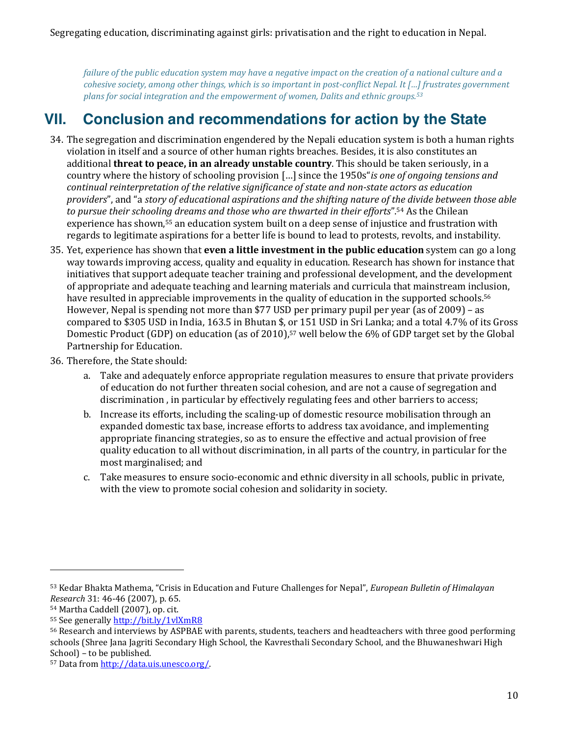*failure of the public education system may have a negative impact on the creation of a national culture and a cohesive society, among other things, which is so important in post-conflict Nepal. It […] frustrates government plans for social integration and the empowerment of women, Dalits and ethnic groups.*[53]

# VII. Conclusion and recommendations for action by the State

34. The segregation and discrimination engendered by the Nepali education system is both a human rights violation in itself and a source of other human rights breaches. Besides, it is also constitutes an additional **threat to peace, in an already unstable country**. This should be taken seriously, in a country where the history of schooling provision […] since the 1950s"*is one of ongoing tensions and continual reinterpretation of the relative significance of state and non-state actors as education providers*", and "a *story of educational aspirations and the shifting nature of the divide between those able to pursue their schooling dreams and those who are thwarted in their efforts*".[54] As the Chilean experience has shown,[55] an education system built on a deep sense of injustice and frustration with regards to legitimate aspirations for a better life is bound to lead to protests, revolts, and instability.
35. Yet, experience has shown that **even a little investment in the public education** system can go a long way towards improving access, quality and equality in education. Research has shown for instance that initiatives that support adequate teacher training and professional development, and the development of appropriate and adequate teaching and learning materials and curricula that mainstream inclusion, have resulted in appreciable improvements in the quality of education in the supported schools.[56] However, Nepal is spending not more than $77 USD per primary pupil per year (as of 2009) – as compared to $305 USD in India, 163.5 in Bhutan $, or 151 USD in Sri Lanka; and a total 4.7% of its Gross Domestic Product (GDP) on education (as of 2010),[57] well below the 6% of GDP target set by the Global Partnership for Education.
36. Therefore, the State should:
    a. Take and adequately enforce appropriate regulation measures to ensure that private providers of education do not further threaten social cohesion, and are not a cause of segregation and discrimination , in particular by effectively regulating fees and other barriers to access;
    b. Increase its efforts, including the scaling-up of domestic resource mobilisation through an expanded domestic tax base, increase efforts to address tax avoidance, and implementing appropriate financing strategies, so as to ensure the effective and actual provision of free quality education to all without discrimination, in all parts of the country, in particular for the most marginalised; and
    c. Take measures to ensure socio-economic and ethnic diversity in all schools, public in private, with the view to promote social cohesion and solidarity in society.

---

[53] Kedar Bhakta Mathema, "Crisis in Education and Future Challenges for Nepal", *European Bulletin of Himalayan Research* 31: 46-46 (2007), p. 65.

[54] Martha Caddell (2007), op. cit.

[55] See generally http://bit.ly/1vlXmR8

[56] Research and interviews by ASPBAE with parents, students, teachers and headteachers with three good performing schools (Shree Jana Jagriti Secondary High School, the Kavresthali Secondary School, and the Bhuwaneshwari High School) – to be published.

[57] Data from http://data.uis.unesco.org/.